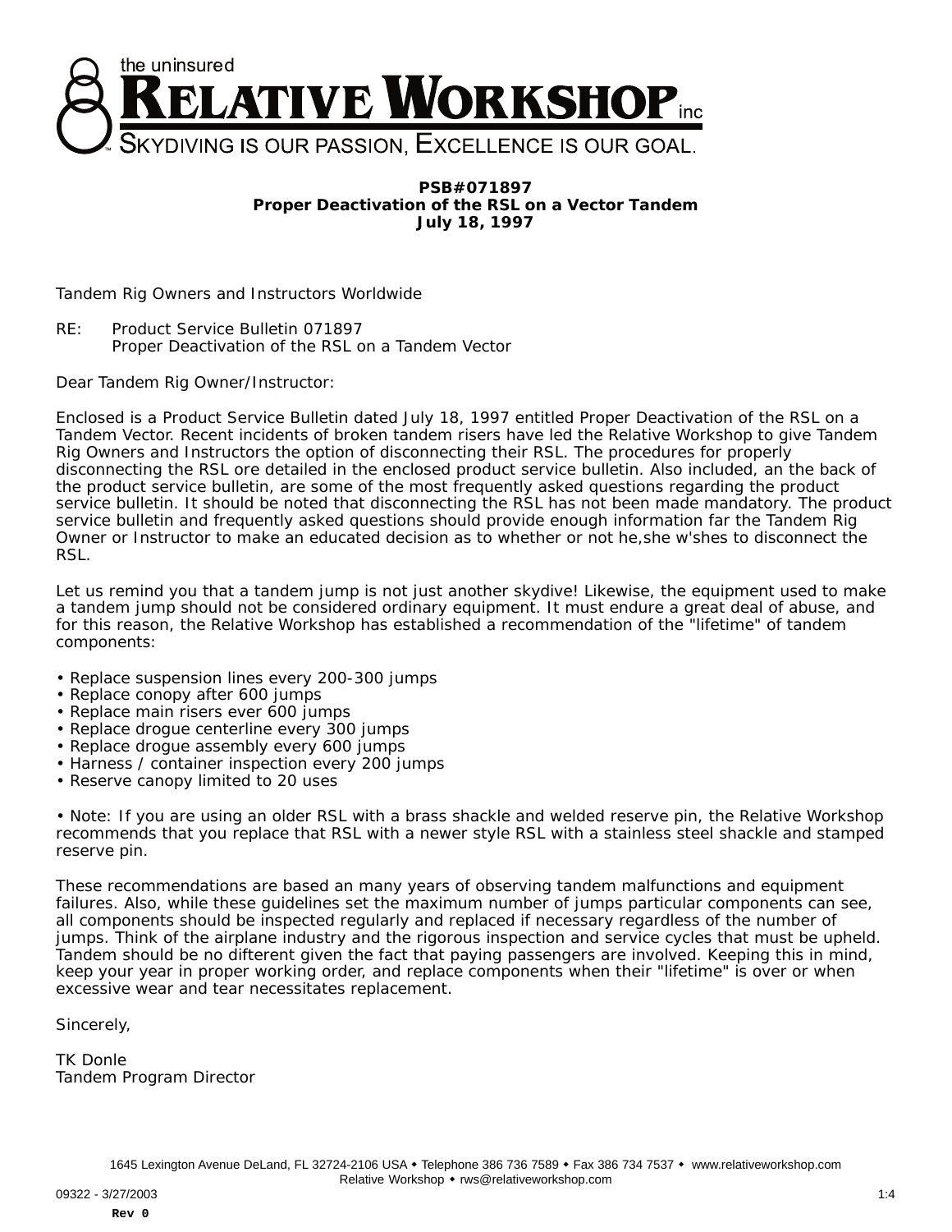the uninsured
# RELATIVE WORKSHOP inc
SKYDIVING IS OUR PASSION, EXCELLENCE IS OUR GOAL.

**PSB#071897**
**Proper Deactivation of the RSL on a Vector Tandem**
**July 18, 1997**

Tandem Rig Owners and Instructors Worldwide

RE: Product Service Bulletin 071897
Proper Deactivation of the RSL on a Tandem Vector

Dear Tandem Rig Owner/Instructor:

Enclosed is a Product Service Bulletin dated July 18, 1997 entitled Proper Deactivation of the RSL on a Tandem Vector. Recent incidents of broken tandem risers have led the Relative Workshop to give Tandem Rig Owners and Instructors the option of disconnecting their RSL. The procedures for properly disconnecting the RSL ore detailed in the enclosed product service bulletin. Also included, an the back of the product service bulletin, are some of the most frequently asked questions regarding the product service bulletin. It should be noted that disconnecting the RSL has not been made mandatory. The product service bulletin and frequently asked questions should provide enough information far the Tandem Rig Owner or Instructor to make an educated decision as to whether or not he,she w'shes to disconnect the RSL.

Let us remind you that a tandem jump is not just another skydive! Likewise, the equipment used to make a tandem jump should not be considered ordinary equipment. It must endure a great deal of abuse, and for this reason, the Relative Workshop has established a recommendation of the "lifetime" of tandem components:

- Replace suspension lines every 200-300 jumps
- Replace conopy after 600 jumps
- Replace main risers ever 600 jumps
- Replace drogue centerline every 300 jumps
- Replace drogue assembly every 600 jumps
- Harness / container inspection every 200 jumps
- Reserve canopy limited to 20 uses

• Note: If you are using an older RSL with a brass shackle and welded reserve pin, the Relative Workshop recommends that you replace that RSL with a newer style RSL with a stainless steel shackle and stamped reserve pin.

These recommendations are based an many years of observing tandem malfunctions and equipment failures. Also, while these guidelines set the maximum number of jumps particular components can see, all components should be inspected regularly and replaced if necessary regardless of the number of jumps. Think of the airplane industry and the rigorous inspection and service cycles that must be upheld. Tandem should be no difterent given the fact that paying passengers are involved. Keeping this in mind, keep your year in proper working order, and replace components when their "lifetime" is over or when excessive wear and tear necessitates replacement.

Sincerely,

TK Donle
Tandem Program Director

1645 Lexington Avenue DeLand, FL 32724-2106 USA • Telephone 386 736 7589 • Fax 386 734 7537 • www.relativeworkshop.com
Relative Workshop • rws@relativeworkshop.com

09322 - 3/27/2003

Rev 0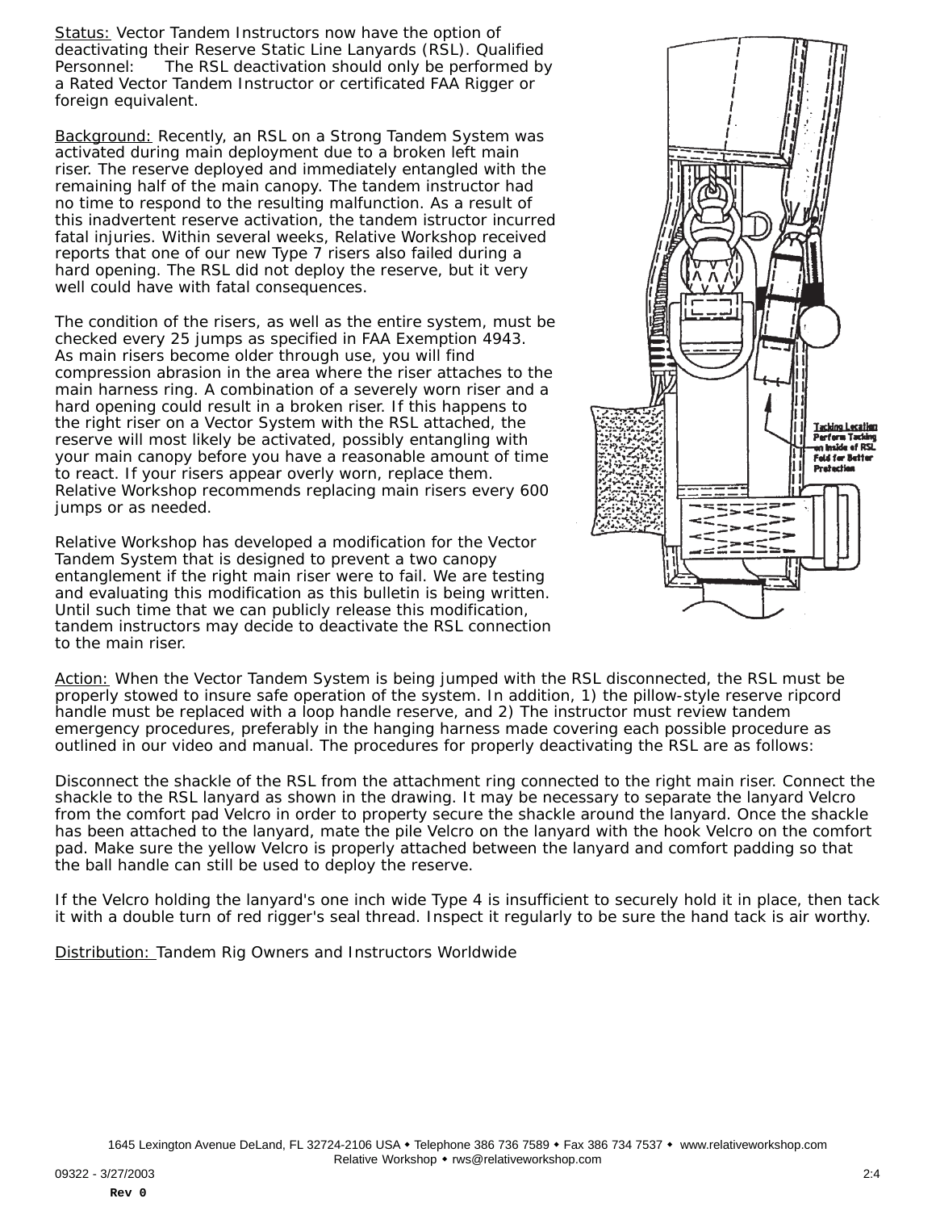Status: Vector Tandem Instructors now have the option of deactivating their Reserve Static Line Lanyards (RSL). Qualified Personnel: The RSL deactivation should only be performed by a Rated Vector Tandem Instructor or certificated FAA Rigger or foreign equivalent.

Background: Recently, an RSL on a Strong Tandem System was activated during main deployment due to a broken left main riser. The reserve deployed and immediately entangled with the remaining half of the main canopy. The tandem instructor had no time to respond to the resulting malfunction. As a result of this inadvertent reserve activation, the tandem istructor incurred fatal injuries. Within several weeks, Relative Workshop received reports that one of our new Type 7 risers also failed during a hard opening. The RSL did not deploy the reserve, but it very well could have with fatal consequences.

The condition of the risers, as well as the entire system, must be checked every 25 jumps as specified in FAA Exemption 4943. As main risers become older through use, you will find compression abrasion in the area where the riser attaches to the main harness ring. A combination of a severely worn riser and a hard opening could result in a broken riser. If this happens to the right riser on a Vector System with the RSL attached, the reserve will most likely be activated, possibly entangling with your main canopy before you have a reasonable amount of time to react. If your risers appear overly worn, replace them. Relative Workshop recommends replacing main risers every 600 jumps or as needed.

Relative Workshop has developed a modification for the Vector Tandem System that is designed to prevent a two canopy entanglement if the right main riser were to fail. We are testing and evaluating this modification as this bulletin is being written. Until such time that we can publicly release this modification, tandem instructors may decide to deactivate the RSL connection to the main riser.

Tacking Location
Perform Tacking on Inside of RSL Fold for Better Protection

Action: When the Vector Tandem System is being jumped with the RSL disconnected, the RSL must be properly stowed to insure safe operation of the system. In addition, 1) the pillow-style reserve ripcord handle must be replaced with a loop handle reserve, and 2) The instructor must review tandem emergency procedures, preferably in the hanging harness made covering each possible procedure as outlined in our video and manual. The procedures for properly deactivating the RSL are as follows:

Disconnect the shackle of the RSL from the attachment ring connected to the right main riser. Connect the shackle to the RSL lanyard as shown in the drawing. It may be necessary to separate the lanyard Velcro from the comfort pad Velcro in order to property secure the shackle around the lanyard. Once the shackle has been attached to the lanyard, mate the pile Velcro on the lanyard with the hook Velcro on the comfort pad. Make sure the yellow Velcro is properly attached between the lanyard and comfort padding so that the ball handle can still be used to deploy the reserve.

If the Velcro holding the lanyard's one inch wide Type 4 is insufficient to securely hold it in place, then tack it with a double turn of red rigger's seal thread. Inspect it regularly to be sure the hand tack is air worthy.

Distribution: Tandem Rig Owners and Instructors Worldwide

1645 Lexington Avenue DeLand, FL 32724-2106 USA • Telephone 386 736 7589 • Fax 386 734 7537 • www.relativeworkshop.com
Relative Workshop • rws@relativeworkshop.com

09322 - 3/27/2003

Rev 0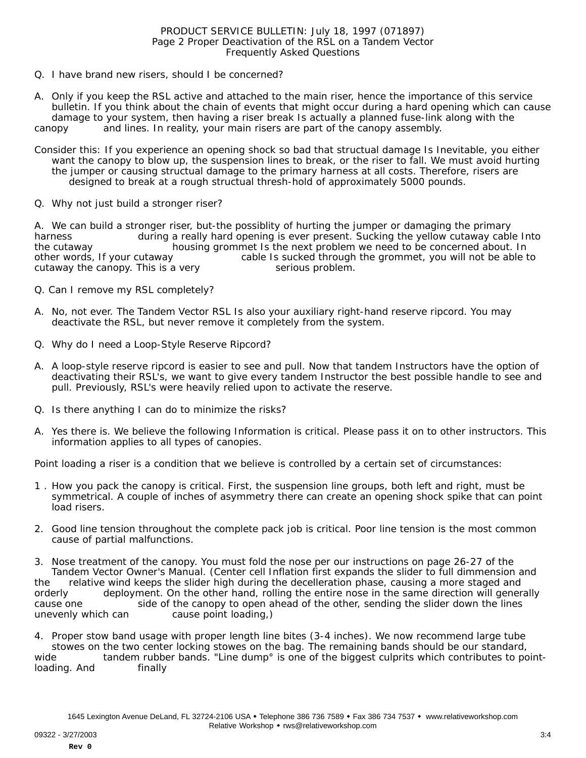PRODUCT SERVICE BULLETIN: July 18, 1997 (071897)
Page 2 Proper Deactivation of the RSL on a Tandem Vector
Frequently Asked Questions

Q. I have brand new risers, should I be concerned?

A. Only if you keep the RSL active and attached to the main riser, hence the importance of this service bulletin. If you think about the chain of events that might occur during a hard opening which can cause damage to your system, then having a riser break Is actually a planned fuse-link along with the canopy and lines. In reality, your main risers are part of the canopy assembly.

Consider this: If you experience an opening shock so bad that structural damage Is Inevitable, you either want the canopy to blow up, the suspension lines to break, or the riser to fall. We must avoid hurting the jumper or causing structual damage to the primary harness at all costs. Therefore, risers are designed to break at a rough structual thresh-hold of approximately 5000 pounds.

Q. Why not just build a stronger riser?

A. We can build a stronger riser, but-the possiblity of hurting the jumper or damaging the primary harness during a really hard opening is ever present. Sucking the yellow cutaway cable Into the cutaway housing grommet Is the next problem we need to be concerned about. In other words, If your cutaway cable Is sucked through the grommet, you will not be able to cutaway the canopy. This is a very serious problem.

Q. Can I remove my RSL completely?

A. No, not ever. The Tandem Vector RSL Is also your auxiliary right-hand reserve ripcord. You may deactivate the RSL, but never remove it completely from the system.

Q. Why do I need a Loop-Style Reserve Ripcord?

A. A loop-style reserve ripcord is easier to see and pull. Now that tandem Instructors have the option of deactivating their RSL's, we want to give every tandem Instructor the best possible handle to see and pull. Previously, RSL's were heavily relied upon to activate the reserve.

Q. Is there anything I can do to minimize the risks?

A. Yes there is. We believe the following Information is critical. Please pass it on to other instructors. This information applies to all types of canopies.

Point loading a riser is a condition that we believe is controlled by a certain set of circumstances:

1. How you pack the canopy is critical. First, the suspension line groups, both left and right, must be symmetrical. A couple of inches of asymmetry there can create an opening shock spike that can point load risers.

2. Good line tension throughout the complete pack job is critical. Poor line tension is the most common cause of partial malfunctions.

3. Nose treatment of the canopy. You must fold the nose per our instructions on page 26-27 of the Tandem Vector Owner's Manual. (Center cell Inflation first expands the slider to full dimmension and the relative wind keeps the slider high during the decelleration phase, causing a more staged and orderly deployment. On the other hand, rolling the entire nose in the same direction will generally cause one side of the canopy to open ahead of the other, sending the slider down the lines unevenly which can cause point loading,)

4. Proper stow band usage with proper length line bites (3-4 inches). We now recommend large tube stowes on the two center locking stowes on the bag. The remaining bands should be our standard, wide tandem rubber bands. "Line dump° is one of the biggest culprits which contributes to point-loading. And finally

1645 Lexington Avenue DeLand, FL 32724-2106 USA ◆ Telephone 386 736 7589 ◆ Fax 386 734 7537 ◆ www.relativeworkshop.com
Relative Workshop ◆ rws@relativeworkshop.com

09322 - 3/27/2003

Rev 0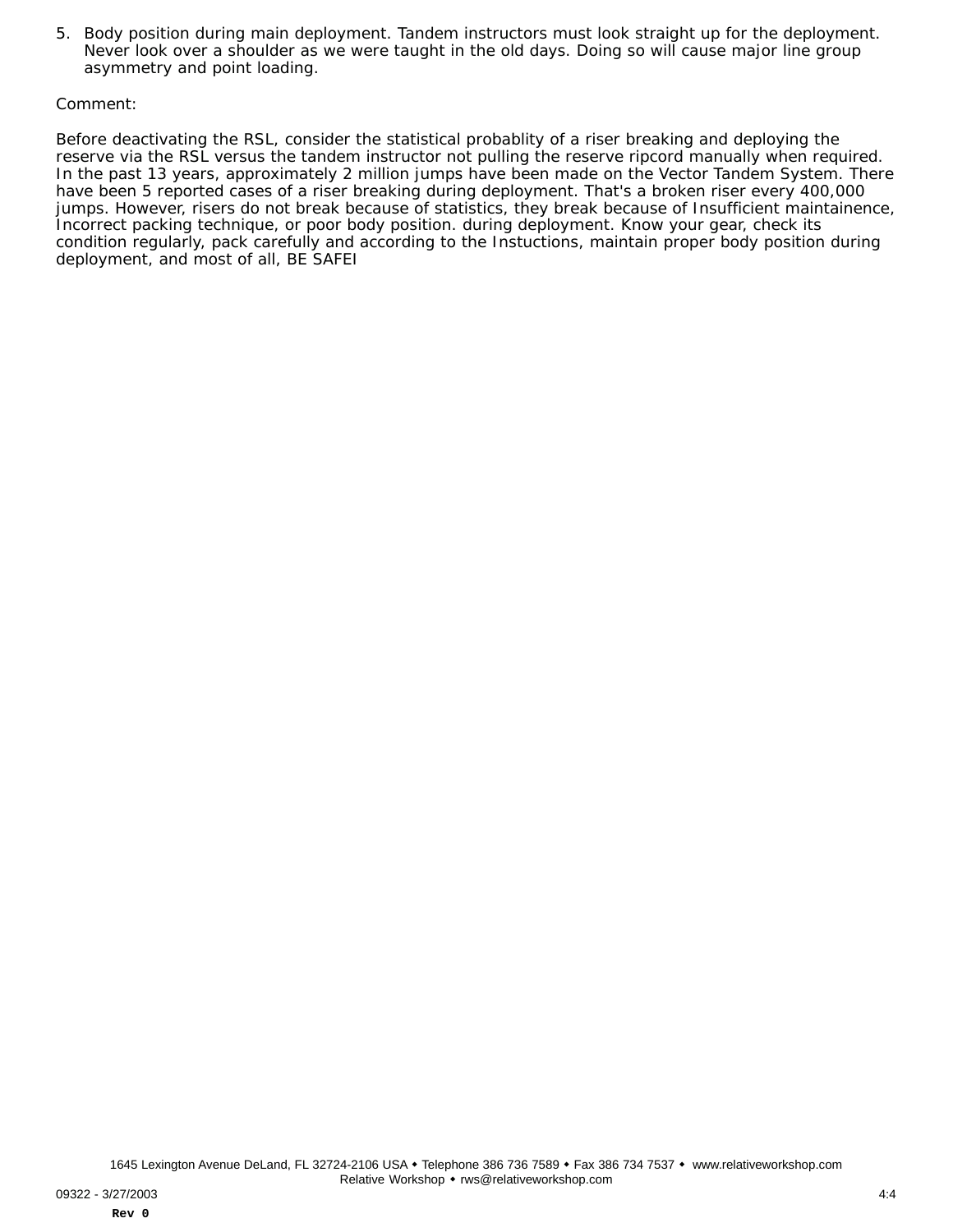5. Body position during main deployment. Tandem instructors must look straight up for the deployment. Never look over a shoulder as we were taught in the old days. Doing so will cause major line group asymmetry and point loading.

Comment:

Before deactivating the RSL, consider the statistical probablity of a riser breaking and deploying the reserve via the RSL versus the tandem instructor not pulling the reserve ripcord manually when required. In the past 13 years, approximately 2 million jumps have been made on the Vector Tandem System. There have been 5 reported cases of a riser breaking during deployment. That's a broken riser every 400,000 jumps. However, risers do not break because of statistics, they break because of Insufficient maintainence, Incorrect packing technique, or poor body position. during deployment. Know your gear, check its condition regularly, pack carefully and according to the Instuctions, maintain proper body position during deployment, and most of all, BE SAFEI